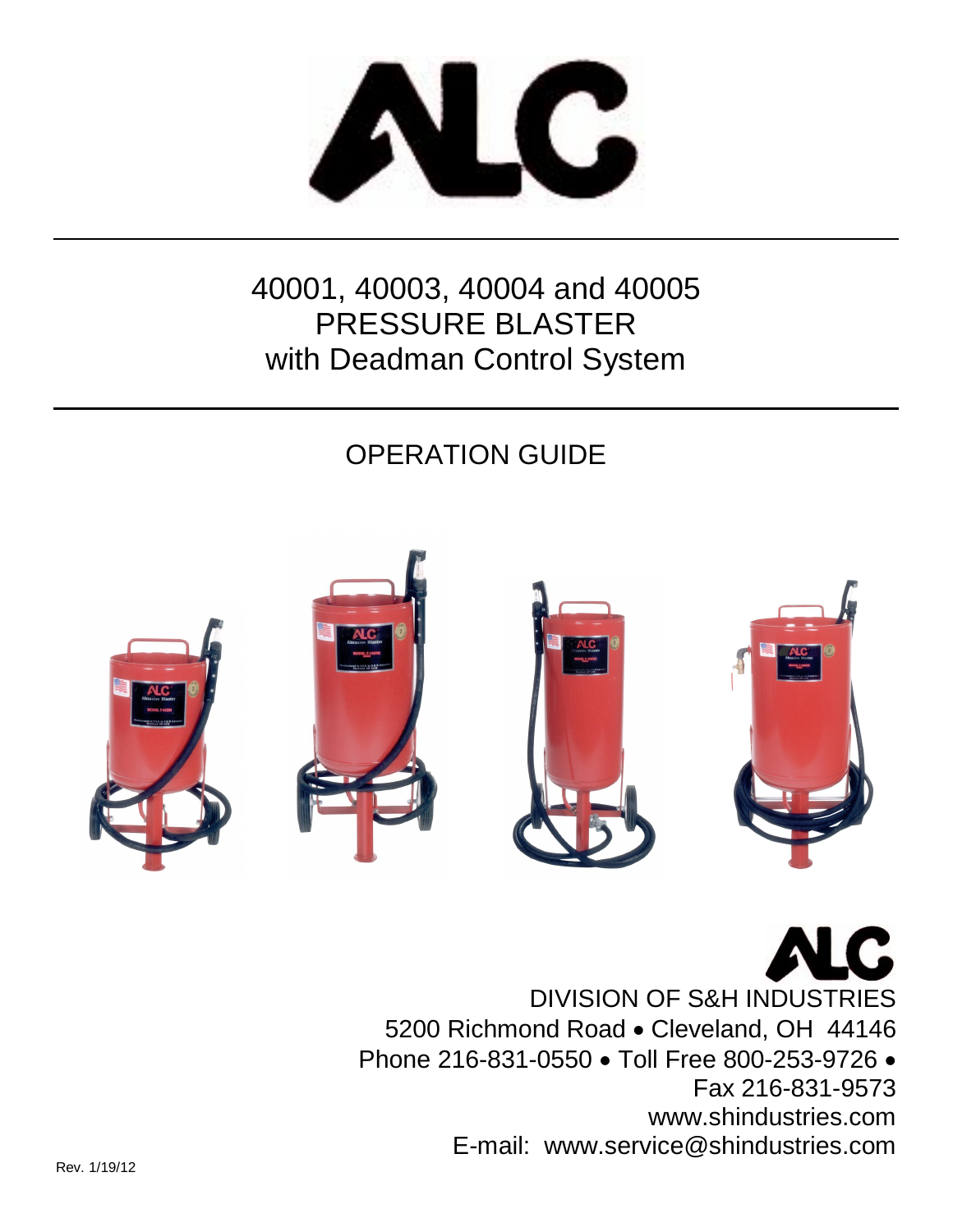# ALC

## 40001, 40003, 40004 and 40005 PRESSURE BLASTER with Deadman Control System

## OPERATION GUIDE

ALC

DIVISION OF S&H INDUSTRIES
5200 Richmond Road • Cleveland, OH 44146
Phone 216-831-0550 • Toll Free 800-253-9726 •
Fax 216-831-9573
www.shindustries.com
E-mail: www.service@shindustries.com

Rev. 1/19/12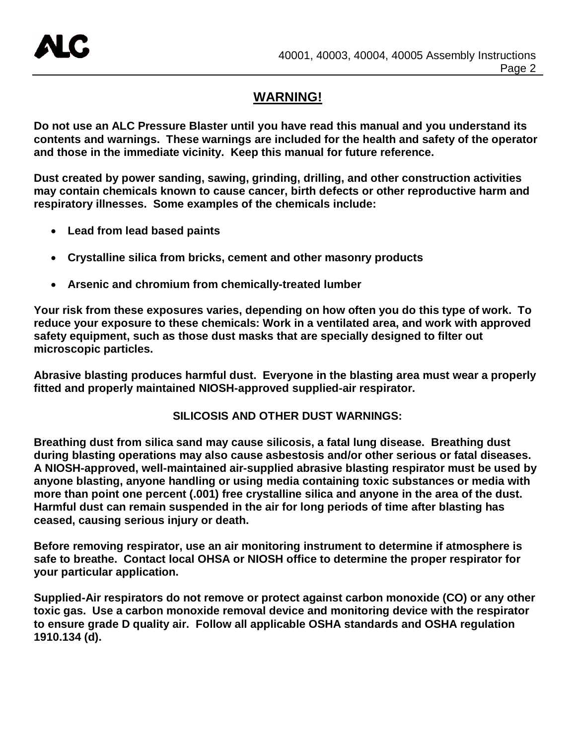## WARNING!

**Do not use an ALC Pressure Blaster until you have read this manual and you understand its contents and warnings. These warnings are included for the health and safety of the operator and those in the immediate vicinity. Keep this manual for future reference.**

**Dust created by power sanding, sawing, grinding, drilling, and other construction activities may contain chemicals known to cause cancer, birth defects or other reproductive harm and respiratory illnesses. Some examples of the chemicals include:**

- **Lead from lead based paints**
- **Crystalline silica from bricks, cement and other masonry products**
- **Arsenic and chromium from chemically-treated lumber**

**Your risk from these exposures varies, depending on how often you do this type of work. To reduce your exposure to these chemicals: Work in a ventilated area, and work with approved safety equipment, such as those dust masks that are specially designed to filter out microscopic particles.**

**Abrasive blasting produces harmful dust. Everyone in the blasting area must wear a properly fitted and properly maintained NIOSH-approved supplied-air respirator.**

**SILICOSIS AND OTHER DUST WARNINGS:**

**Breathing dust from silica sand may cause silicosis, a fatal lung disease. Breathing dust during blasting operations may also cause asbestosis and/or other serious or fatal diseases. A NIOSH-approved, well-maintained air-supplied abrasive blasting respirator must be used by anyone blasting, anyone handling or using media containing toxic substances or media with more than point one percent (.001) free crystalline silica and anyone in the area of the dust. Harmful dust can remain suspended in the air for long periods of time after blasting has ceased, causing serious injury or death.**

**Before removing respirator, use an air monitoring instrument to determine if atmosphere is safe to breathe. Contact local OHSA or NIOSH office to determine the proper respirator for your particular application.**

**Supplied-Air respirators do not remove or protect against carbon monoxide (CO) or any other toxic gas. Use a carbon monoxide removal device and monitoring device with the respirator to ensure grade D quality air. Follow all applicable OSHA standards and OSHA regulation 1910.134 (d).**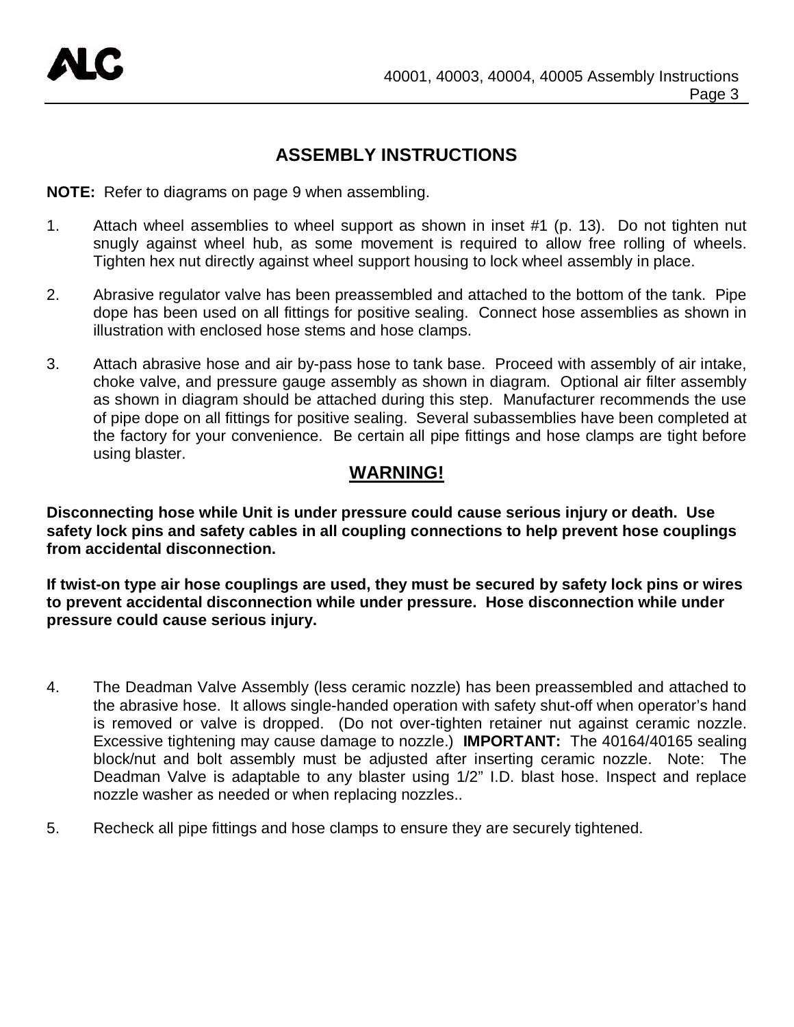# ASSEMBLY INSTRUCTIONS

**NOTE:** Refer to diagrams on page 9 when assembling.

1. Attach wheel assemblies to wheel support as shown in inset #1 (p. 13). Do not tighten nut snugly against wheel hub, as some movement is required to allow free rolling of wheels. Tighten hex nut directly against wheel support housing to lock wheel assembly in place.

2. Abrasive regulator valve has been preassembled and attached to the bottom of the tank. Pipe dope has been used on all fittings for positive sealing. Connect hose assemblies as shown in illustration with enclosed hose stems and hose clamps.

3. Attach abrasive hose and air by-pass hose to tank base. Proceed with assembly of air intake, choke valve, and pressure gauge assembly as shown in diagram. Optional air filter assembly as shown in diagram should be attached during this step. Manufacturer recommends the use of pipe dope on all fittings for positive sealing. Several subassemblies have been completed at the factory for your convenience. Be certain all pipe fittings and hose clamps are tight before using blaster.

## WARNING!

**Disconnecting hose while Unit is under pressure could cause serious injury or death. Use safety lock pins and safety cables in all coupling connections to help prevent hose couplings from accidental disconnection.**

**If twist-on type air hose couplings are used, they must be secured by safety lock pins or wires to prevent accidental disconnection while under pressure. Hose disconnection while under pressure could cause serious injury.**

4. The Deadman Valve Assembly (less ceramic nozzle) has been preassembled and attached to the abrasive hose. It allows single-handed operation with safety shut-off when operator's hand is removed or valve is dropped. (Do not over-tighten retainer nut against ceramic nozzle. Excessive tightening may cause damage to nozzle.) **IMPORTANT:** The 40164/40165 sealing block/nut and bolt assembly must be adjusted after inserting ceramic nozzle. Note: The Deadman Valve is adaptable to any blaster using 1/2" I.D. blast hose. Inspect and replace nozzle washer as needed or when replacing nozzles..

5. Recheck all pipe fittings and hose clamps to ensure they are securely tightened.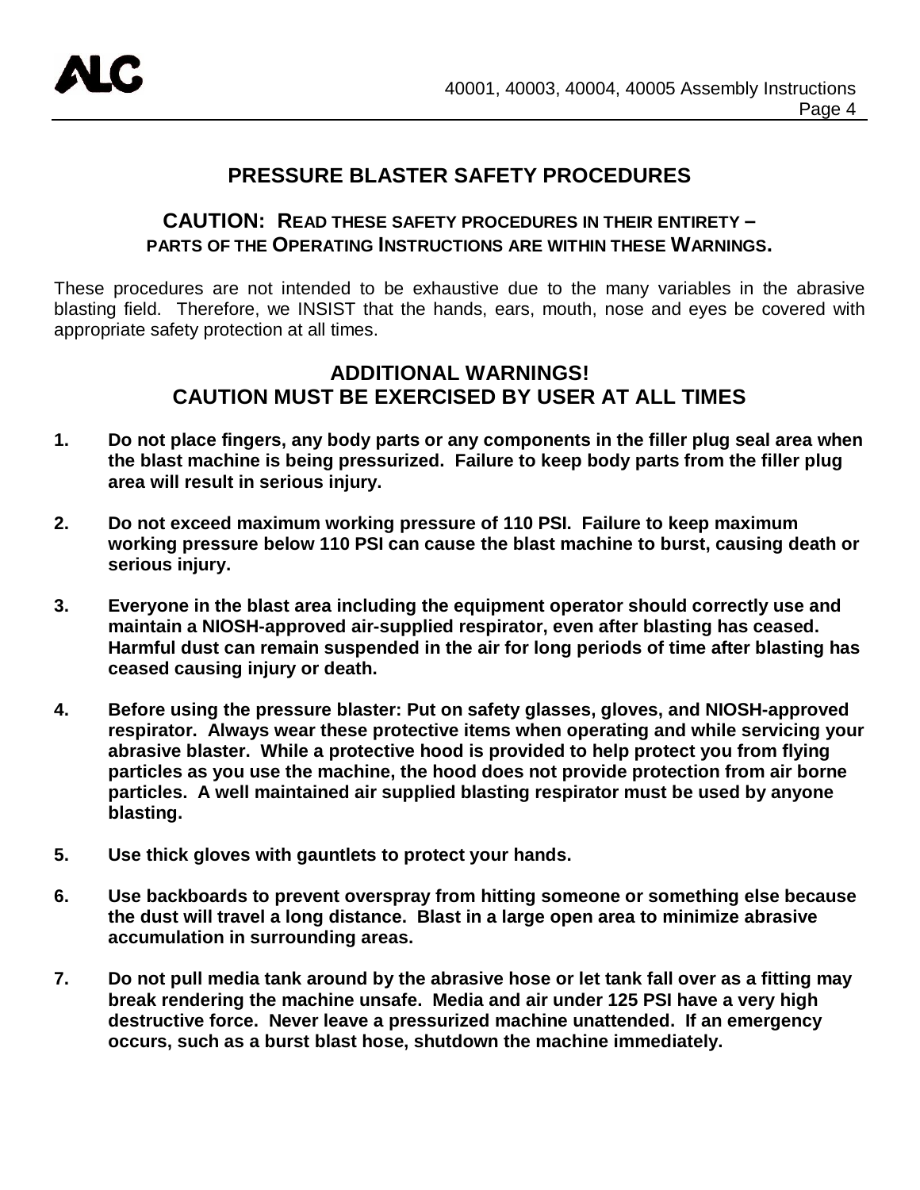## PRESSURE BLASTER SAFETY PROCEDURES

### CAUTION: READ THESE SAFETY PROCEDURES IN THEIR ENTIRETY – PARTS OF THE OPERATING INSTRUCTIONS ARE WITHIN THESE WARNINGS.

These procedures are not intended to be exhaustive due to the many variables in the abrasive blasting field. Therefore, we INSIST that the hands, ears, mouth, nose and eyes be covered with appropriate safety protection at all times.

### ADDITIONAL WARNINGS! CAUTION MUST BE EXERCISED BY USER AT ALL TIMES

1. **Do not place fingers, any body parts or any components in the filler plug seal area when the blast machine is being pressurized. Failure to keep body parts from the filler plug area will result in serious injury.**

2. **Do not exceed maximum working pressure of 110 PSI. Failure to keep maximum working pressure below 110 PSI can cause the blast machine to burst, causing death or serious injury.**

3. **Everyone in the blast area including the equipment operator should correctly use and maintain a NIOSH-approved air-supplied respirator, even after blasting has ceased. Harmful dust can remain suspended in the air for long periods of time after blasting has ceased causing injury or death.**

4. **Before using the pressure blaster: Put on safety glasses, gloves, and NIOSH-approved respirator. Always wear these protective items when operating and while servicing your abrasive blaster. While a protective hood is provided to help protect you from flying particles as you use the machine, the hood does not provide protection from air borne particles. A well maintained air supplied blasting respirator must be used by anyone blasting.**

5. **Use thick gloves with gauntlets to protect your hands.**

6. **Use backboards to prevent overspray from hitting someone or something else because the dust will travel a long distance. Blast in a large open area to minimize abrasive accumulation in surrounding areas.**

7. **Do not pull media tank around by the abrasive hose or let tank fall over as a fitting may break rendering the machine unsafe. Media and air under 125 PSI have a very high destructive force. Never leave a pressurized machine unattended. If an emergency occurs, such as a burst blast hose, shutdown the machine immediately.**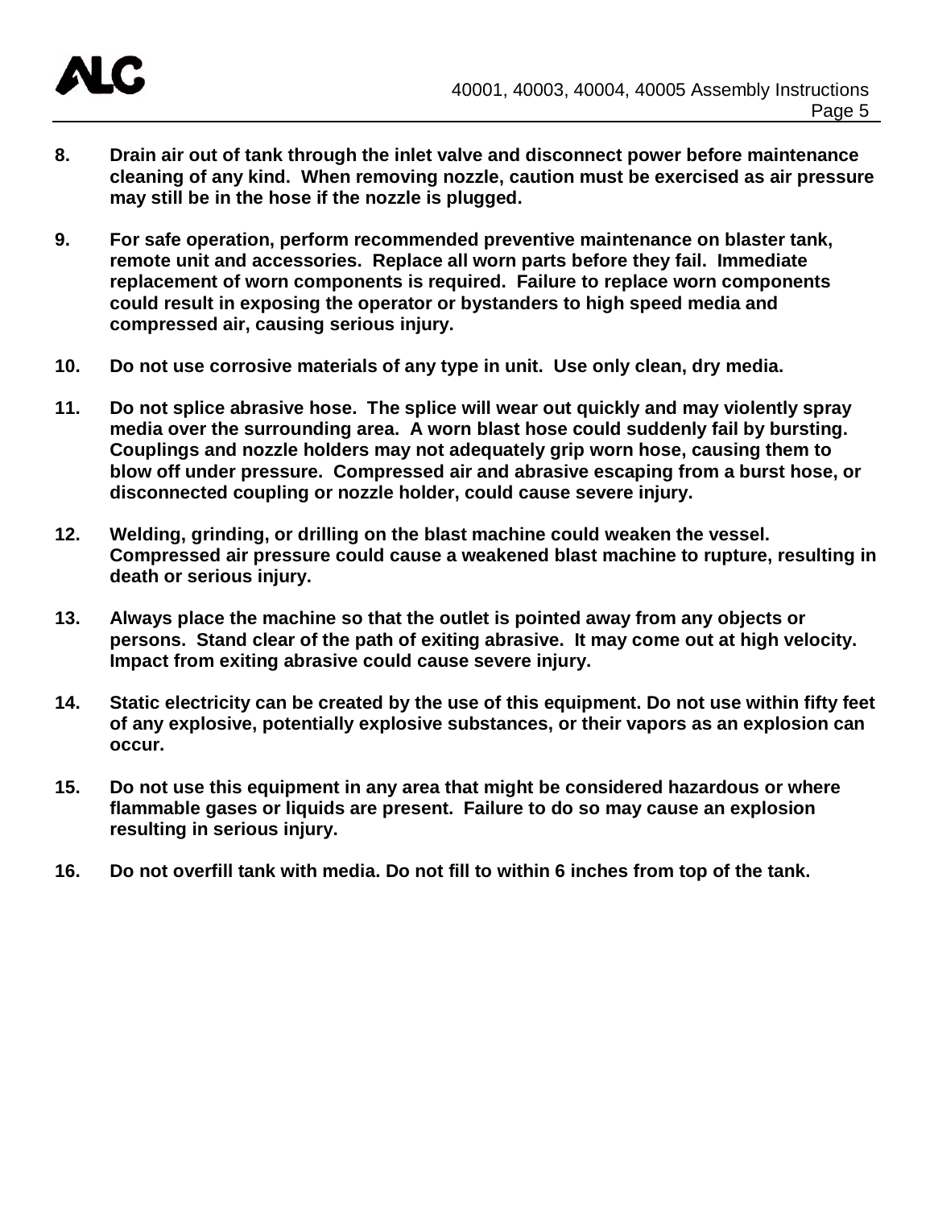8. **Drain air out of tank through the inlet valve and disconnect power before maintenance cleaning of any kind. When removing nozzle, caution must be exercised as air pressure may still be in the hose if the nozzle is plugged.**

9. **For safe operation, perform recommended preventive maintenance on blaster tank, remote unit and accessories. Replace all worn parts before they fail. Immediate replacement of worn components is required. Failure to replace worn components could result in exposing the operator or bystanders to high speed media and compressed air, causing serious injury.**

10. **Do not use corrosive materials of any type in unit. Use only clean, dry media.**

11. **Do not splice abrasive hose. The splice will wear out quickly and may violently spray media over the surrounding area. A worn blast hose could suddenly fail by bursting. Couplings and nozzle holders may not adequately grip worn hose, causing them to blow off under pressure. Compressed air and abrasive escaping from a burst hose, or disconnected coupling or nozzle holder, could cause severe injury.**

12. **Welding, grinding, or drilling on the blast machine could weaken the vessel. Compressed air pressure could cause a weakened blast machine to rupture, resulting in death or serious injury.**

13. **Always place the machine so that the outlet is pointed away from any objects or persons. Stand clear of the path of exiting abrasive. It may come out at high velocity. Impact from exiting abrasive could cause severe injury.**

14. **Static electricity can be created by the use of this equipment. Do not use within fifty feet of any explosive, potentially explosive substances, or their vapors as an explosion can occur.**

15. **Do not use this equipment in any area that might be considered hazardous or where flammable gases or liquids are present. Failure to do so may cause an explosion resulting in serious injury.**

16. **Do not overfill tank with media. Do not fill to within 6 inches from top of the tank.**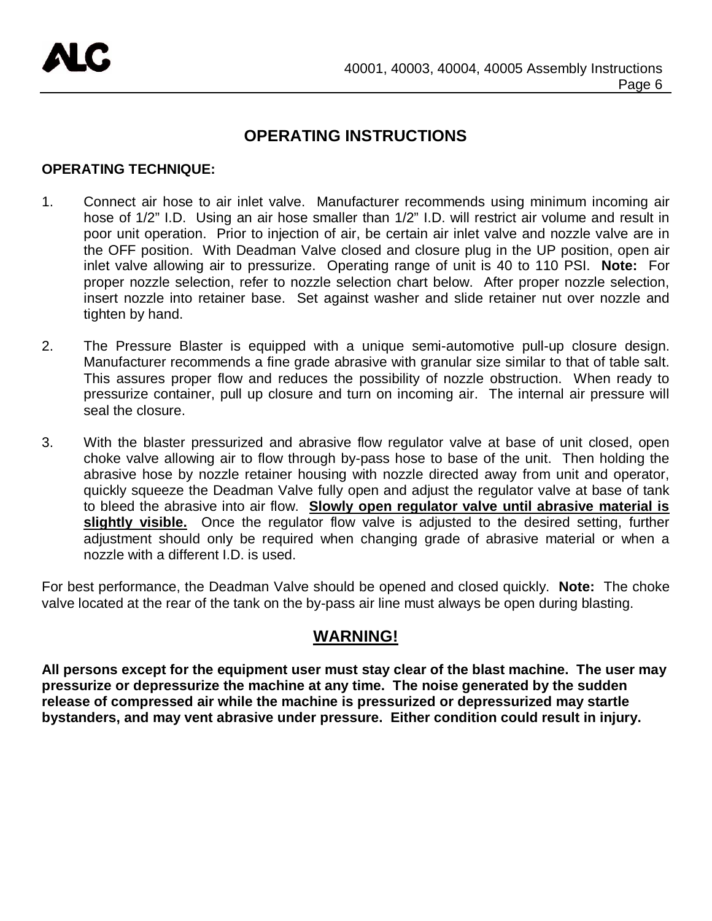# OPERATING INSTRUCTIONS

**OPERATING TECHNIQUE:**

1. Connect air hose to air inlet valve. Manufacturer recommends using minimum incoming air hose of 1/2" I.D. Using an air hose smaller than 1/2" I.D. will restrict air volume and result in poor unit operation. Prior to injection of air, be certain air inlet valve and nozzle valve are in the OFF position. With Deadman Valve closed and closure plug in the UP position, open air inlet valve allowing air to pressurize. Operating range of unit is 40 to 110 PSI. **Note:** For proper nozzle selection, refer to nozzle selection chart below. After proper nozzle selection, insert nozzle into retainer base. Set against washer and slide retainer nut over nozzle and tighten by hand.

2. The Pressure Blaster is equipped with a unique semi-automotive pull-up closure design. Manufacturer recommends a fine grade abrasive with granular size similar to that of table salt. This assures proper flow and reduces the possibility of nozzle obstruction. When ready to pressurize container, pull up closure and turn on incoming air. The internal air pressure will seal the closure.

3. With the blaster pressurized and abrasive flow regulator valve at base of unit closed, open choke valve allowing air to flow through by-pass hose to base of the unit. Then holding the abrasive hose by nozzle retainer housing with nozzle directed away from unit and operator, quickly squeeze the Deadman Valve fully open and adjust the regulator valve at base of tank to bleed the abrasive into air flow. **Slowly open regulator valve until abrasive material is slightly visible.** Once the regulator flow valve is adjusted to the desired setting, further adjustment should only be required when changing grade of abrasive material or when a nozzle with a different I.D. is used.

For best performance, the Deadman Valve should be opened and closed quickly. **Note:** The choke valve located at the rear of the tank on the by-pass air line must always be open during blasting.

## WARNING!

**All persons except for the equipment user must stay clear of the blast machine. The user may pressurize or depressurize the machine at any time. The noise generated by the sudden release of compressed air while the machine is pressurized or depressurized may startle bystanders, and may vent abrasive under pressure. Either condition could result in injury.**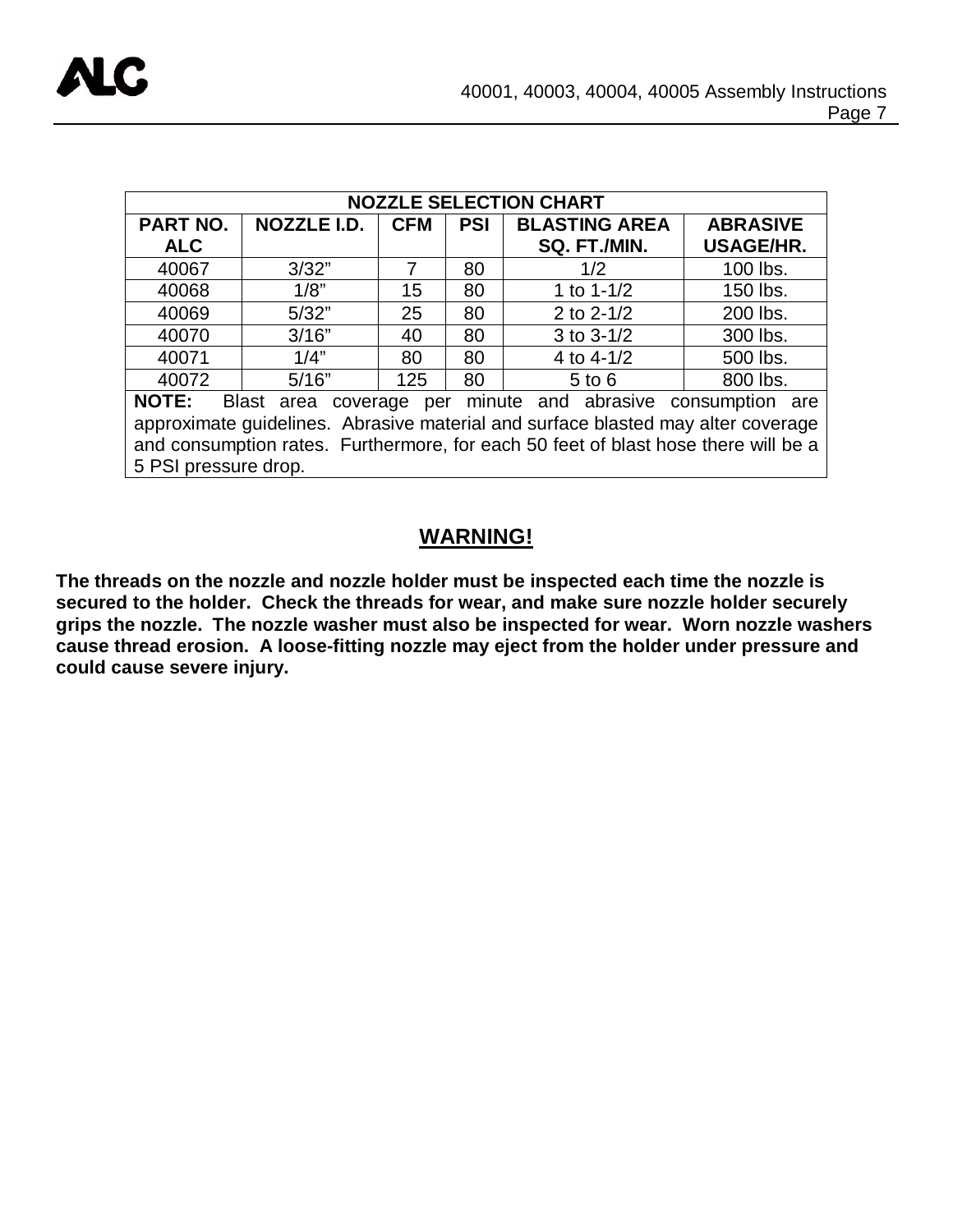| NOZZLE SELECTION CHART | | | | | |
|---|---|---|---|---|---|
| **PART NO. ALC** | **NOZZLE I.D.** | **CFM** | **PSI** | **BLASTING AREA SQ. FT./MIN.** | **ABRASIVE USAGE/HR.** |
| 40067 | 3/32" | 7 | 80 | 1/2 | 100 lbs. |
| 40068 | 1/8" | 15 | 80 | 1 to 1-1/2 | 150 lbs. |
| 40069 | 5/32" | 25 | 80 | 2 to 2-1/2 | 200 lbs. |
| 40070 | 3/16" | 40 | 80 | 3 to 3-1/2 | 300 lbs. |
| 40071 | 1/4" | 80 | 80 | 4 to 4-1/2 | 500 lbs. |
| 40072 | 5/16" | 125 | 80 | 5 to 6 | 800 lbs. |

**NOTE:** Blast area coverage per minute and abrasive consumption are approximate guidelines. Abrasive material and surface blasted may alter coverage and consumption rates. Furthermore, for each 50 feet of blast hose there will be a 5 PSI pressure drop.

## WARNING!

**The threads on the nozzle and nozzle holder must be inspected each time the nozzle is secured to the holder. Check the threads for wear, and make sure nozzle holder securely grips the nozzle. The nozzle washer must also be inspected for wear. Worn nozzle washers cause thread erosion. A loose-fitting nozzle may eject from the holder under pressure and could cause severe injury.**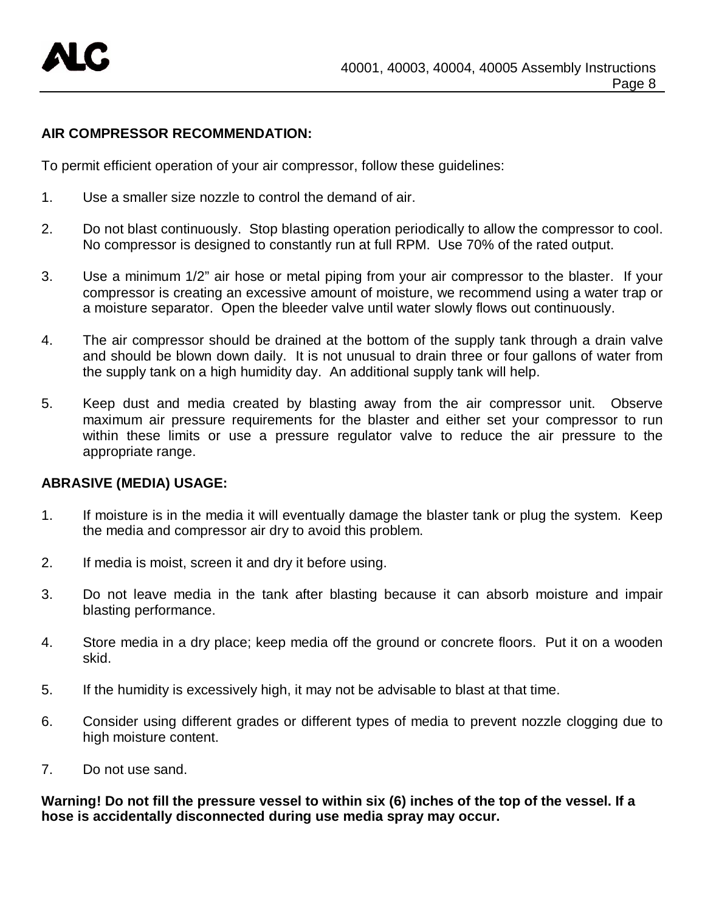**AIR COMPRESSOR RECOMMENDATION:**

To permit efficient operation of your air compressor, follow these guidelines:

1. Use a smaller size nozzle to control the demand of air.

2. Do not blast continuously. Stop blasting operation periodically to allow the compressor to cool. No compressor is designed to constantly run at full RPM. Use 70% of the rated output.

3. Use a minimum 1/2" air hose or metal piping from your air compressor to the blaster. If your compressor is creating an excessive amount of moisture, we recommend using a water trap or a moisture separator. Open the bleeder valve until water slowly flows out continuously.

4. The air compressor should be drained at the bottom of the supply tank through a drain valve and should be blown down daily. It is not unusual to drain three or four gallons of water from the supply tank on a high humidity day. An additional supply tank will help.

5. Keep dust and media created by blasting away from the air compressor unit. Observe maximum air pressure requirements for the blaster and either set your compressor to run within these limits or use a pressure regulator valve to reduce the air pressure to the appropriate range.

**ABRASIVE (MEDIA) USAGE:**

1. If moisture is in the media it will eventually damage the blaster tank or plug the system. Keep the media and compressor air dry to avoid this problem.

2. If media is moist, screen it and dry it before using.

3. Do not leave media in the tank after blasting because it can absorb moisture and impair blasting performance.

4. Store media in a dry place; keep media off the ground or concrete floors. Put it on a wooden skid.

5. If the humidity is excessively high, it may not be advisable to blast at that time.

6. Consider using different grades or different types of media to prevent nozzle clogging due to high moisture content.

7. Do not use sand.

**Warning! Do not fill the pressure vessel to within six (6) inches of the top of the vessel. If a hose is accidentally disconnected during use media spray may occur.**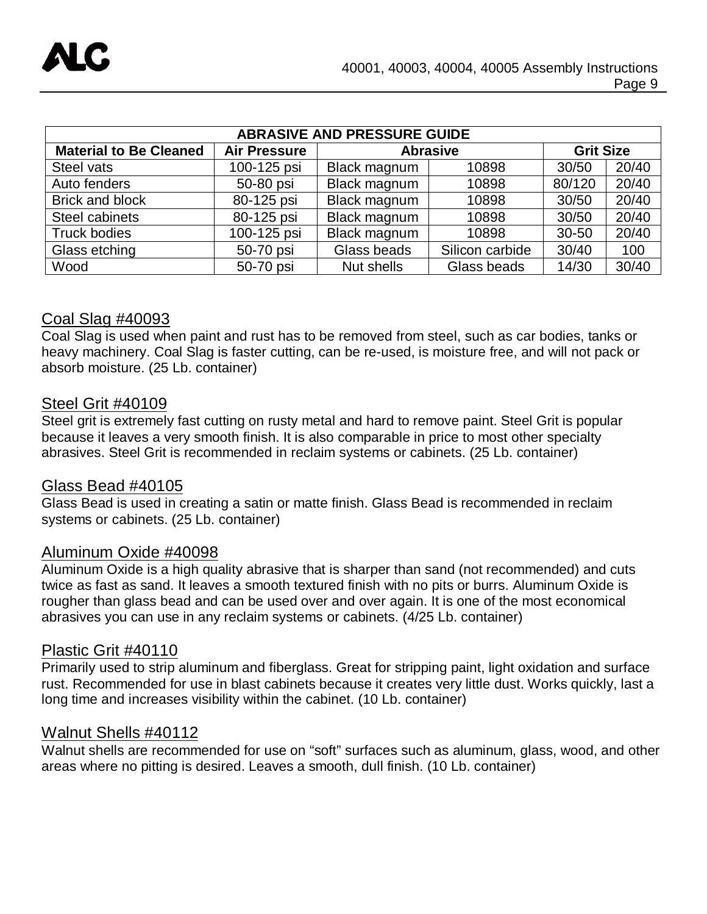| ABRASIVE AND PRESSURE GUIDE | | | | | |
|---|---|---|---|---|---|
| **Material to Be Cleaned** | **Air Pressure** | **Abrasive** | | **Grit Size** | |
| Steel vats | 100-125 psi | Black magnum | 10898 | 30/50 | 20/40 |
| Auto fenders | 50-80 psi | Black magnum | 10898 | 80/120 | 20/40 |
| Brick and block | 80-125 psi | Black magnum | 10898 | 30/50 | 20/40 |
| Steel cabinets | 80-125 psi | Black magnum | 10898 | 30/50 | 20/40 |
| Truck bodies | 100-125 psi | Black magnum | 10898 | 30-50 | 20/40 |
| Glass etching | 50-70 psi | Glass beads | Silicon carbide | 30/40 | 100 |
| Wood | 50-70 psi | Nut shells | Glass beads | 14/30 | 30/40 |

## Coal Slag #40093

Coal Slag is used when paint and rust has to be removed from steel, such as car bodies, tanks or heavy machinery. Coal Slag is faster cutting, can be re-used, is moisture free, and will not pack or absorb moisture. (25 Lb. container)

## Steel Grit #40109

Steel grit is extremely fast cutting on rusty metal and hard to remove paint. Steel Grit is popular because it leaves a very smooth finish. It is also comparable in price to most other specialty abrasives. Steel Grit is recommended in reclaim systems or cabinets. (25 Lb. container)

## Glass Bead #40105

Glass Bead is used in creating a satin or matte finish. Glass Bead is recommended in reclaim systems or cabinets. (25 Lb. container)

## Aluminum Oxide #40098

Aluminum Oxide is a high quality abrasive that is sharper than sand (not recommended) and cuts twice as fast as sand. It leaves a smooth textured finish with no pits or burrs. Aluminum Oxide is rougher than glass bead and can be used over and over again. It is one of the most economical abrasives you can use in any reclaim systems or cabinets. (4/25 Lb. container)

## Plastic Grit #40110

Primarily used to strip aluminum and fiberglass. Great for stripping paint, light oxidation and surface rust. Recommended for use in blast cabinets because it creates very little dust. Works quickly, last a long time and increases visibility within the cabinet. (10 Lb. container)

## Walnut Shells #40112

Walnut shells are recommended for use on “soft” surfaces such as aluminum, glass, wood, and other areas where no pitting is desired. Leaves a smooth, dull finish. (10 Lb. container)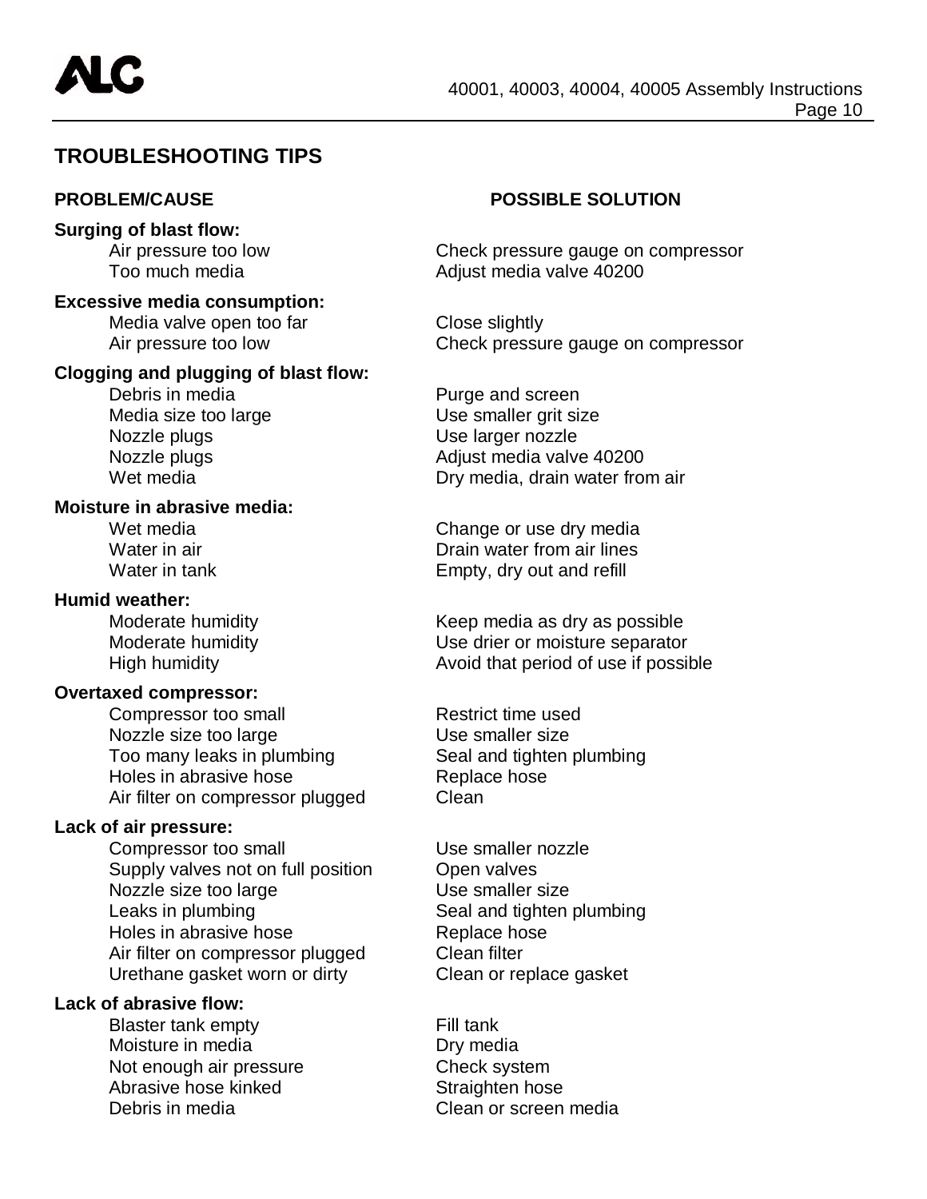## TROUBLESHOOTING TIPS

| PROBLEM/CAUSE | POSSIBLE SOLUTION |
|---|---|
| **Surging of blast flow:** | |
| Air pressure too low | Check pressure gauge on compressor |
| Too much media | Adjust media valve 40200 |
| **Excessive media consumption:** | |
| Media valve open too far | Close slightly |
| Air pressure too low | Check pressure gauge on compressor |
| **Clogging and plugging of blast flow:** | |
| Debris in media | Purge and screen |
| Media size too large | Use smaller grit size |
| Nozzle plugs | Use larger nozzle |
| Nozzle plugs | Adjust media valve 40200 |
| Wet media | Dry media, drain water from air |
| **Moisture in abrasive media:** | |
| Wet media | Change or use dry media |
| Water in air | Drain water from air lines |
| Water in tank | Empty, dry out and refill |
| **Humid weather:** | |
| Moderate humidity | Keep media as dry as possible |
| Moderate humidity | Use drier or moisture separator |
| High humidity | Avoid that period of use if possible |
| **Overtaxed compressor:** | |
| Compressor too small | Restrict time used |
| Nozzle size too large | Use smaller size |
| Too many leaks in plumbing | Seal and tighten plumbing |
| Holes in abrasive hose | Replace hose |
| Air filter on compressor plugged | Clean |
| **Lack of air pressure:** | |
| Compressor too small | Use smaller nozzle |
| Supply valves not on full position | Open valves |
| Nozzle size too large | Use smaller size |
| Leaks in plumbing | Seal and tighten plumbing |
| Holes in abrasive hose | Replace hose |
| Air filter on compressor plugged | Clean filter |
| Urethane gasket worn or dirty | Clean or replace gasket |
| **Lack of abrasive flow:** | |
| Blaster tank empty | Fill tank |
| Moisture in media | Dry media |
| Not enough air pressure | Check system |
| Abrasive hose kinked | Straighten hose |
| Debris in media | Clean or screen media |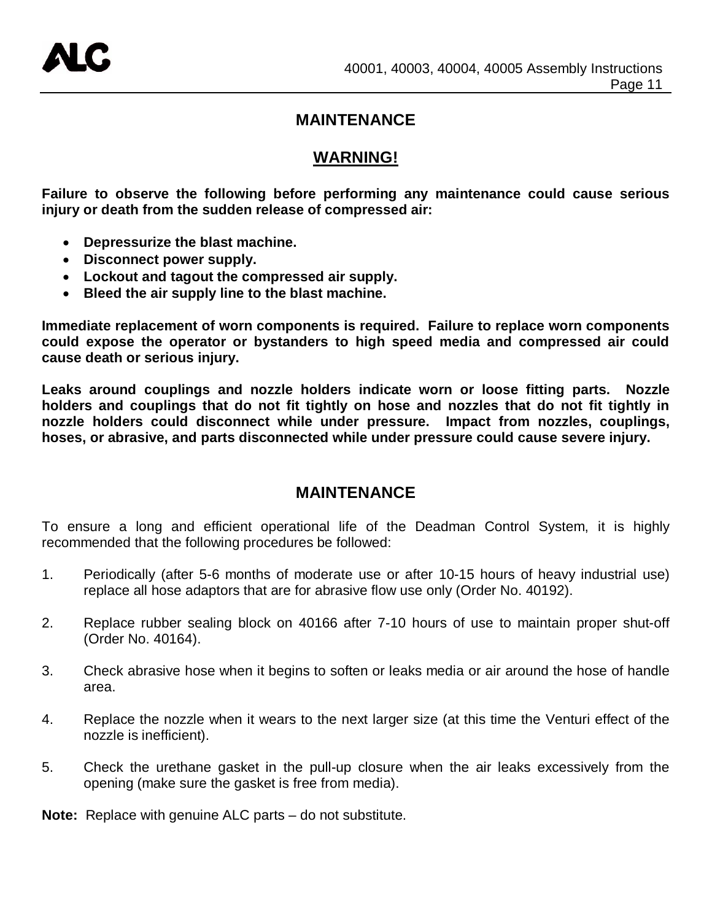## MAINTENANCE

### WARNING!

**Failure to observe the following before performing any maintenance could cause serious injury or death from the sudden release of compressed air:**

- **Depressurize the blast machine.**
- **Disconnect power supply.**
- **Lockout and tagout the compressed air supply.**
- **Bleed the air supply line to the blast machine.**

**Immediate replacement of worn components is required. Failure to replace worn components could expose the operator or bystanders to high speed media and compressed air could cause death or serious injury.**

**Leaks around couplings and nozzle holders indicate worn or loose fitting parts. Nozzle holders and couplings that do not fit tightly on hose and nozzles that do not fit tightly in nozzle holders could disconnect while under pressure. Impact from nozzles, couplings, hoses, or abrasive, and parts disconnected while under pressure could cause severe injury.**

## MAINTENANCE

To ensure a long and efficient operational life of the Deadman Control System, it is highly recommended that the following procedures be followed:

1. Periodically (after 5-6 months of moderate use or after 10-15 hours of heavy industrial use) replace all hose adaptors that are for abrasive flow use only (Order No. 40192).
2. Replace rubber sealing block on 40166 after 7-10 hours of use to maintain proper shut-off (Order No. 40164).
3. Check abrasive hose when it begins to soften or leaks media or air around the hose of handle area.
4. Replace the nozzle when it wears to the next larger size (at this time the Venturi effect of the nozzle is inefficient).
5. Check the urethane gasket in the pull-up closure when the air leaks excessively from the opening (make sure the gasket is free from media).

**Note:** Replace with genuine ALC parts – do not substitute.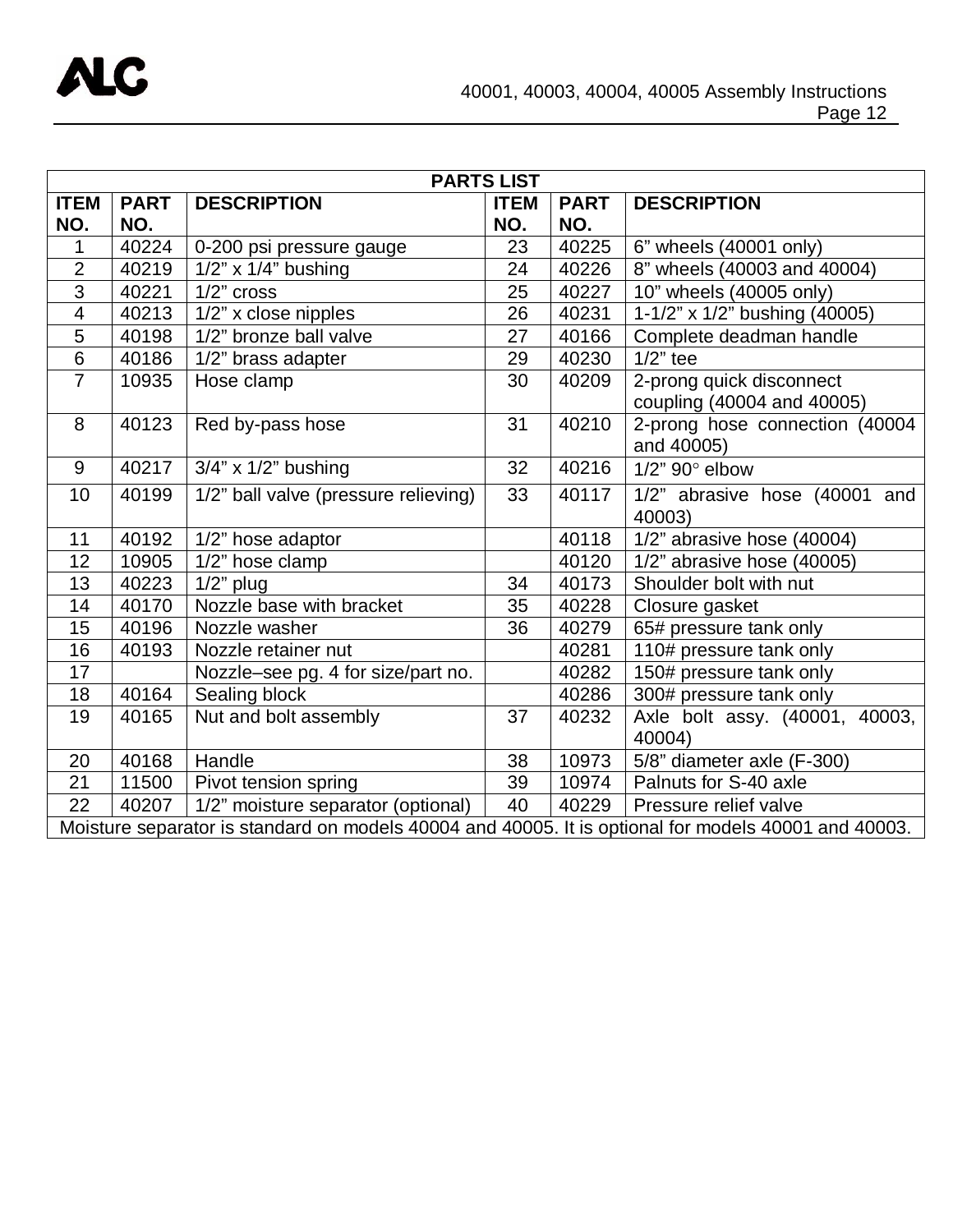| PARTS LIST | | | | | |
|---|---|---|---|---|---|
| **ITEM NO.** | **PART NO.** | **DESCRIPTION** | **ITEM NO.** | **PART NO.** | **DESCRIPTION** |
| 1 | 40224 | 0-200 psi pressure gauge | 23 | 40225 | 6" wheels (40001 only) |
| 2 | 40219 | 1/2" x 1/4" bushing | 24 | 40226 | 8" wheels (40003 and 40004) |
| 3 | 40221 | 1/2" cross | 25 | 40227 | 10" wheels (40005 only) |
| 4 | 40213 | 1/2" x close nipples | 26 | 40231 | 1-1/2" x 1/2" bushing (40005) |
| 5 | 40198 | 1/2" bronze ball valve | 27 | 40166 | Complete deadman handle |
| 6 | 40186 | 1/2" brass adapter | 29 | 40230 | 1/2" tee |
| 7 | 10935 | Hose clamp | 30 | 40209 | 2-prong quick disconnect coupling (40004 and 40005) |
| 8 | 40123 | Red by-pass hose | 31 | 40210 | 2-prong hose connection (40004 and 40005) |
| 9 | 40217 | 3/4" x 1/2" bushing | 32 | 40216 | 1/2" 90° elbow |
| 10 | 40199 | 1/2" ball valve (pressure relieving) | 33 | 40117 | 1/2" abrasive hose (40001 and 40003) |
| 11 | 40192 | 1/2" hose adaptor | | 40118 | 1/2" abrasive hose (40004) |
| 12 | 10905 | 1/2" hose clamp | | 40120 | 1/2" abrasive hose (40005) |
| 13 | 40223 | 1/2" plug | 34 | 40173 | Shoulder bolt with nut |
| 14 | 40170 | Nozzle base with bracket | 35 | 40228 | Closure gasket |
| 15 | 40196 | Nozzle washer | 36 | 40279 | 65# pressure tank only |
| 16 | 40193 | Nozzle retainer nut | | 40281 | 110# pressure tank only |
| 17 | | Nozzle–see pg. 4 for size/part no. | | 40282 | 150# pressure tank only |
| 18 | 40164 | Sealing block | | 40286 | 300# pressure tank only |
| 19 | 40165 | Nut and bolt assembly | 37 | 40232 | Axle bolt assy. (40001, 40003, 40004) |
| 20 | 40168 | Handle | 38 | 10973 | 5/8" diameter axle (F-300) |
| 21 | 11500 | Pivot tension spring | 39 | 10974 | Palnuts for S-40 axle |
| 22 | 40207 | 1/2" moisture separator (optional) | 40 | 40229 | Pressure relief valve |
| Moisture separator is standard on models 40004 and 40005. It is optional for models 40001 and 40003. | | | | | |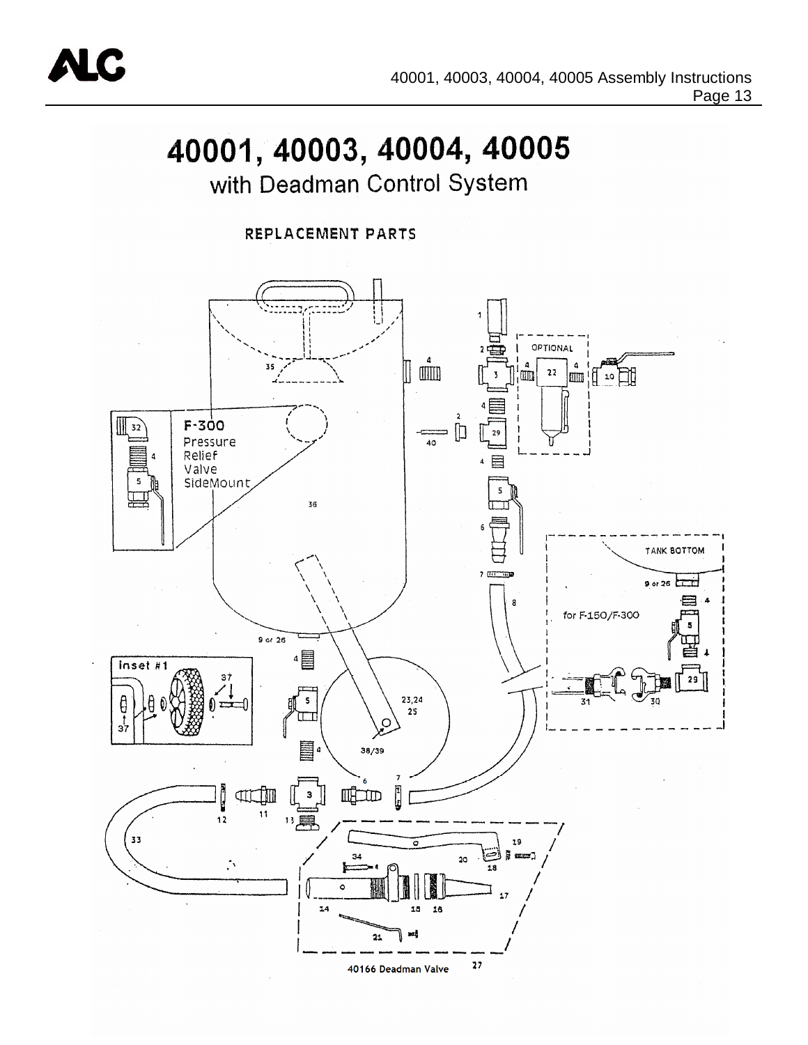# 40001, 40003, 40004, 40005

## with Deadman Control System

### REPLACEMENT PARTS

OPTIONAL

F-300
Pressure
Relief
Valve
SideMount

TANK BOTTOM

9 or 26

for F-150/F-300

inset #1

40166 Deadman Valve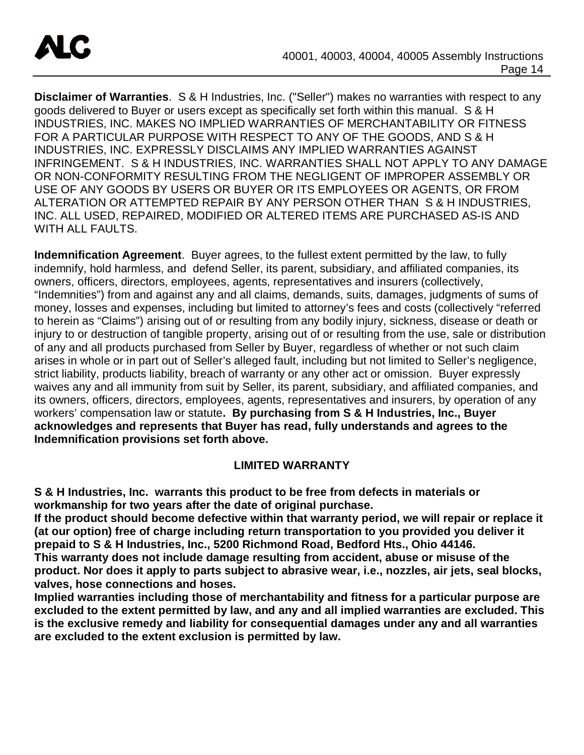**Disclaimer of Warranties**. S & H Industries, Inc. ("Seller") makes no warranties with respect to any goods delivered to Buyer or users except as specifically set forth within this manual. S & H INDUSTRIES, INC. MAKES NO IMPLIED WARRANTIES OF MERCHANTABILITY OR FITNESS FOR A PARTICULAR PURPOSE WITH RESPECT TO ANY OF THE GOODS, AND S & H INDUSTRIES, INC. EXPRESSLY DISCLAIMS ANY IMPLIED WARRANTIES AGAINST INFRINGEMENT. S & H INDUSTRIES, INC. WARRANTIES SHALL NOT APPLY TO ANY DAMAGE OR NON-CONFORMITY RESULTING FROM THE NEGLIGENT OF IMPROPER ASSEMBLY OR USE OF ANY GOODS BY USERS OR BUYER OR ITS EMPLOYEES OR AGENTS, OR FROM ALTERATION OR ATTEMPTED REPAIR BY ANY PERSON OTHER THAN S & H INDUSTRIES, INC. ALL USED, REPAIRED, MODIFIED OR ALTERED ITEMS ARE PURCHASED AS-IS AND WITH ALL FAULTS.

**Indemnification Agreement**. Buyer agrees, to the fullest extent permitted by the law, to fully indemnify, hold harmless, and defend Seller, its parent, subsidiary, and affiliated companies, its owners, officers, directors, employees, agents, representatives and insurers (collectively, "Indemnities") from and against any and all claims, demands, suits, damages, judgments of sums of money, losses and expenses, including but limited to attorney's fees and costs (collectively "referred to herein as "Claims") arising out of or resulting from any bodily injury, sickness, disease or death or injury to or destruction of tangible property, arising out of or resulting from the use, sale or distribution of any and all products purchased from Seller by Buyer, regardless of whether or not such claim arises in whole or in part out of Seller's alleged fault, including but not limited to Seller's negligence, strict liability, products liability, breach of warranty or any other act or omission. Buyer expressly waives any and all immunity from suit by Seller, its parent, subsidiary, and affiliated companies, and its owners, officers, directors, employees, agents, representatives and insurers, by operation of any workers' compensation law or statute**. By purchasing from S & H Industries, Inc., Buyer acknowledges and represents that Buyer has read, fully understands and agrees to the Indemnification provisions set forth above.**

**LIMITED WARRANTY**

**S & H Industries, Inc. warrants this product to be free from defects in materials or workmanship for two years after the date of original purchase.**
**If the product should become defective within that warranty period, we will repair or replace it (at our option) free of charge including return transportation to you provided you deliver it prepaid to S & H Industries, Inc., 5200 Richmond Road, Bedford Hts., Ohio 44146.**
**This warranty does not include damage resulting from accident, abuse or misuse of the product. Nor does it apply to parts subject to abrasive wear, i.e., nozzles, air jets, seal blocks, valves, hose connections and hoses.**
**Implied warranties including those of merchantability and fitness for a particular purpose are excluded to the extent permitted by law, and any and all implied warranties are excluded. This is the exclusive remedy and liability for consequential damages under any and all warranties are excluded to the extent exclusion is permitted by law.**